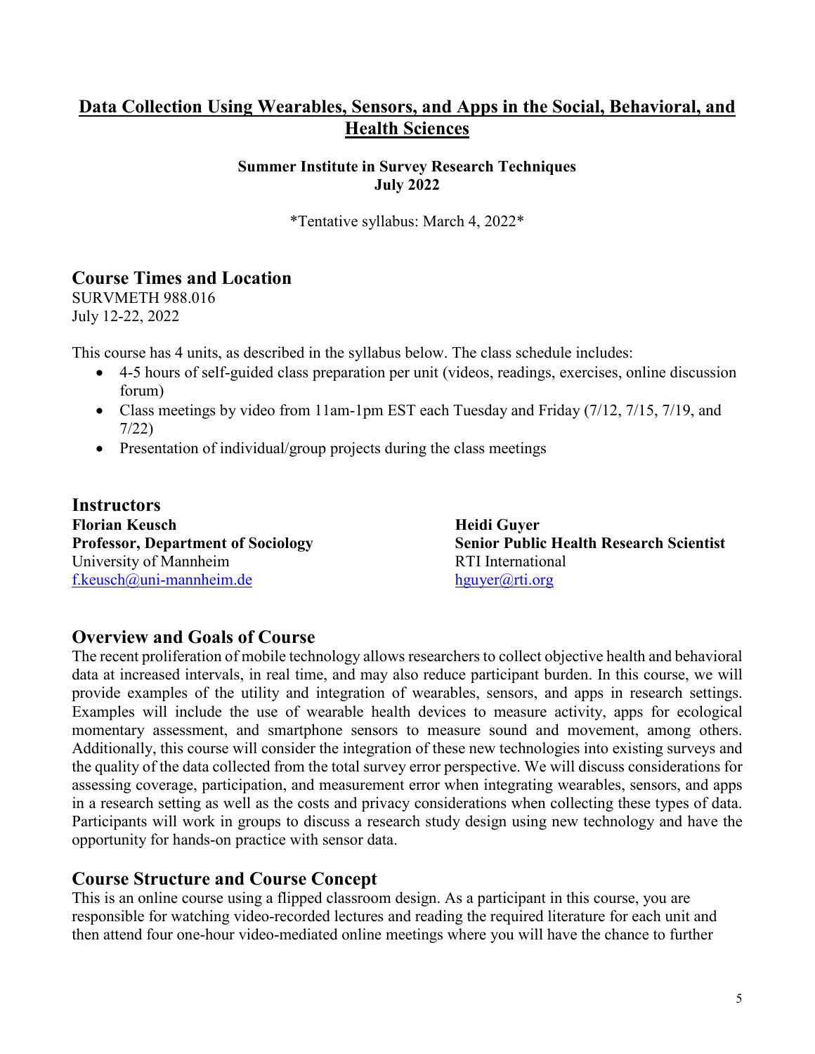# Data Collection Using Wearables, Sensors, and Apps in the Social, Behavioral, and Health Sciences

**Summer Institute in Survey Research Techniques**
**July 2022**

\*Tentative syllabus: March 4, 2022\*

## Course Times and Location

SURVMETH 988.016
July 12-22, 2022

This course has 4 units, as described in the syllabus below. The class schedule includes:

- 4-5 hours of self-guided class preparation per unit (videos, readings, exercises, online discussion forum)
- Class meetings by video from 11am-1pm EST each Tuesday and Friday (7/12, 7/15, 7/19, and 7/22)
- Presentation of individual/group projects during the class meetings

## Instructors

**Florian Keusch**
**Professor, Department of Sociology**
University of Mannheim
f.keusch@uni-mannheim.de

**Heidi Guyer**
**Senior Public Health Research Scientist**
RTI International
hguyer@rti.org

## Overview and Goals of Course

The recent proliferation of mobile technology allows researchers to collect objective health and behavioral data at increased intervals, in real time, and may also reduce participant burden. In this course, we will provide examples of the utility and integration of wearables, sensors, and apps in research settings. Examples will include the use of wearable health devices to measure activity, apps for ecological momentary assessment, and smartphone sensors to measure sound and movement, among others. Additionally, this course will consider the integration of these new technologies into existing surveys and the quality of the data collected from the total survey error perspective. We will discuss considerations for assessing coverage, participation, and measurement error when integrating wearables, sensors, and apps in a research setting as well as the costs and privacy considerations when collecting these types of data. Participants will work in groups to discuss a research study design using new technology and have the opportunity for hands-on practice with sensor data.

## Course Structure and Course Concept

This is an online course using a flipped classroom design. As a participant in this course, you are responsible for watching video-recorded lectures and reading the required literature for each unit and then attend four one-hour video-mediated online meetings where you will have the chance to further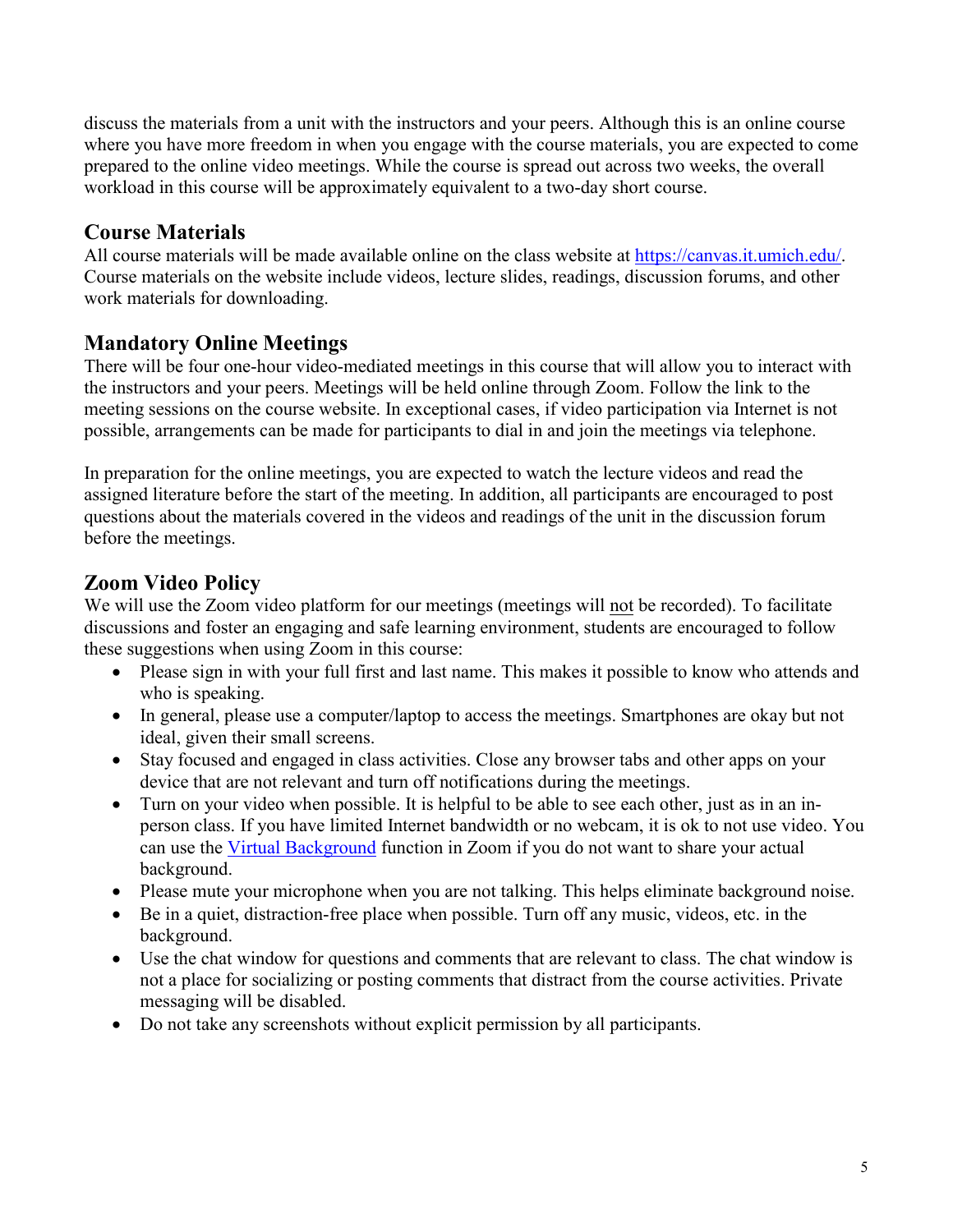discuss the materials from a unit with the instructors and your peers. Although this is an online course where you have more freedom in when you engage with the course materials, you are expected to come prepared to the online video meetings. While the course is spread out across two weeks, the overall workload in this course will be approximately equivalent to a two-day short course.

## Course Materials

All course materials will be made available online on the class website at [https://canvas.it.umich.edu/](https://canvas.it.umich.edu/). Course materials on the website include videos, lecture slides, readings, discussion forums, and other work materials for downloading.

## Mandatory Online Meetings

There will be four one-hour video-mediated meetings in this course that will allow you to interact with the instructors and your peers. Meetings will be held online through Zoom. Follow the link to the meeting sessions on the course website. In exceptional cases, if video participation via Internet is not possible, arrangements can be made for participants to dial in and join the meetings via telephone.

In preparation for the online meetings, you are expected to watch the lecture videos and read the assigned literature before the start of the meeting. In addition, all participants are encouraged to post questions about the materials covered in the videos and readings of the unit in the discussion forum before the meetings.

## Zoom Video Policy

We will use the Zoom video platform for our meetings (meetings will not be recorded). To facilitate discussions and foster an engaging and safe learning environment, students are encouraged to follow these suggestions when using Zoom in this course:

- Please sign in with your full first and last name. This makes it possible to know who attends and who is speaking.
- In general, please use a computer/laptop to access the meetings. Smartphones are okay but not ideal, given their small screens.
- Stay focused and engaged in class activities. Close any browser tabs and other apps on your device that are not relevant and turn off notifications during the meetings.
- Turn on your video when possible. It is helpful to be able to see each other, just as in an in-person class. If you have limited Internet bandwidth or no webcam, it is ok to not use video. You can use the Virtual Background function in Zoom if you do not want to share your actual background.
- Please mute your microphone when you are not talking. This helps eliminate background noise.
- Be in a quiet, distraction-free place when possible. Turn off any music, videos, etc. in the background.
- Use the chat window for questions and comments that are relevant to class. The chat window is not a place for socializing or posting comments that distract from the course activities. Private messaging will be disabled.
- Do not take any screenshots without explicit permission by all participants.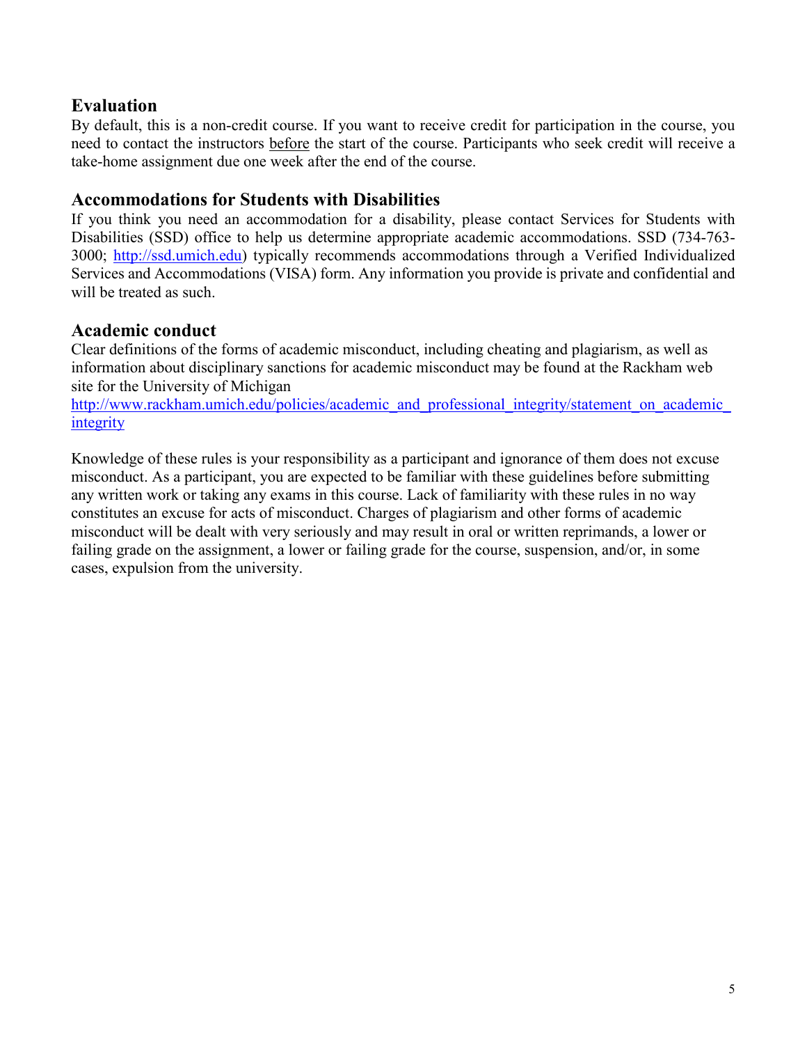## Evaluation

By default, this is a non-credit course. If you want to receive credit for participation in the course, you need to contact the instructors before the start of the course. Participants who seek credit will receive a take-home assignment due one week after the end of the course.

## Accommodations for Students with Disabilities

If you think you need an accommodation for a disability, please contact Services for Students with Disabilities (SSD) office to help us determine appropriate academic accommodations. SSD (734-763-3000; [http://ssd.umich.edu](http://ssd.umich.edu)) typically recommends accommodations through a Verified Individualized Services and Accommodations (VISA) form. Any information you provide is private and confidential and will be treated as such.

## Academic conduct

Clear definitions of the forms of academic misconduct, including cheating and plagiarism, as well as information about disciplinary sanctions for academic misconduct may be found at the Rackham web site for the University of Michigan
[http://www.rackham.umich.edu/policies/academic_and_professional_integrity/statement_on_academic_integrity](http://www.rackham.umich.edu/policies/academic_and_professional_integrity/statement_on_academic_integrity)

Knowledge of these rules is your responsibility as a participant and ignorance of them does not excuse misconduct. As a participant, you are expected to be familiar with these guidelines before submitting any written work or taking any exams in this course. Lack of familiarity with these rules in no way constitutes an excuse for acts of misconduct. Charges of plagiarism and other forms of academic misconduct will be dealt with very seriously and may result in oral or written reprimands, a lower or failing grade on the assignment, a lower or failing grade for the course, suspension, and/or, in some cases, expulsion from the university.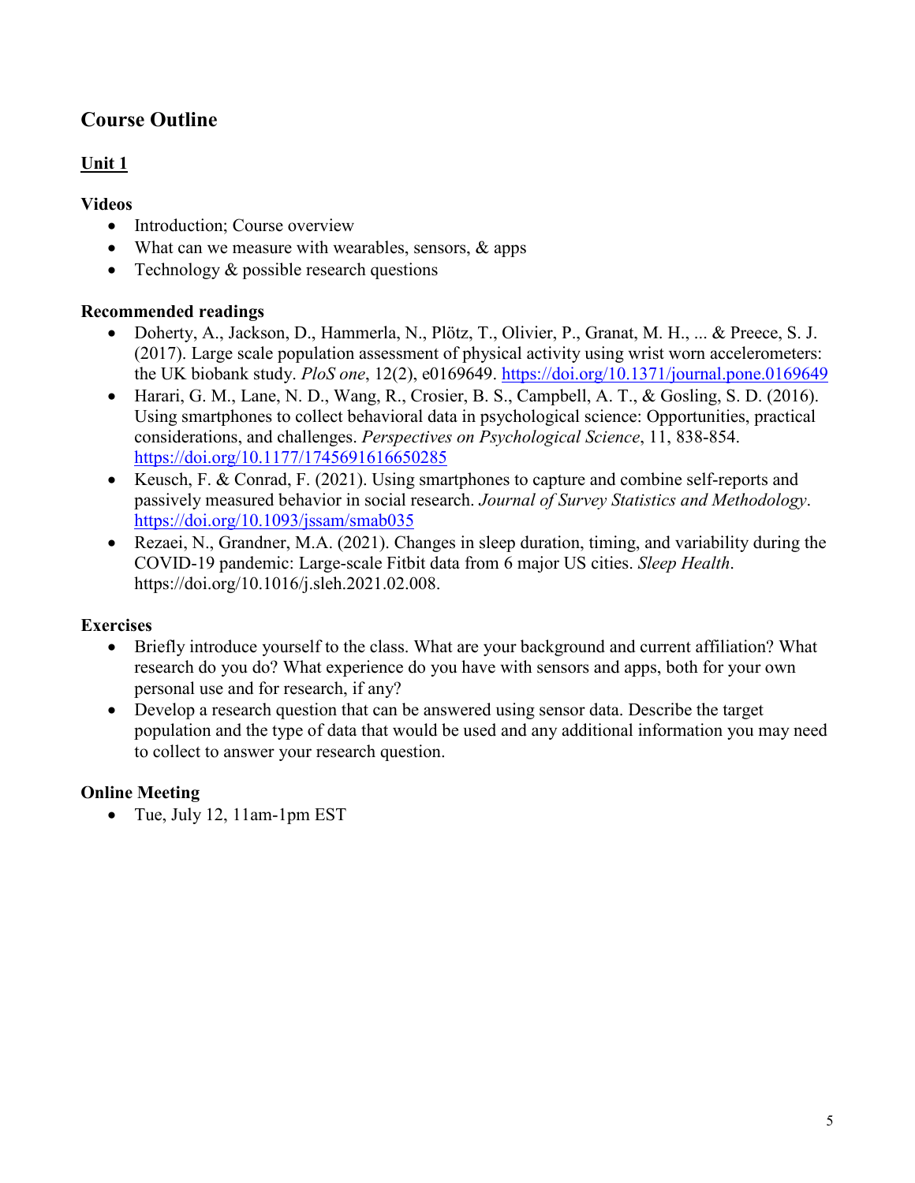## Course Outline

### Unit 1

**Videos**

- Introduction; Course overview
- What can we measure with wearables, sensors, & apps
- Technology & possible research questions

**Recommended readings**

- Doherty, A., Jackson, D., Hammerla, N., Plötz, T., Olivier, P., Granat, M. H., ... & Preece, S. J. (2017). Large scale population assessment of physical activity using wrist worn accelerometers: the UK biobank study. *PloS one*, 12(2), e0169649. https://doi.org/10.1371/journal.pone.0169649
- Harari, G. M., Lane, N. D., Wang, R., Crosier, B. S., Campbell, A. T., & Gosling, S. D. (2016). Using smartphones to collect behavioral data in psychological science: Opportunities, practical considerations, and challenges. *Perspectives on Psychological Science*, 11, 838-854. https://doi.org/10.1177/1745691616650285
- Keusch, F. & Conrad, F. (2021). Using smartphones to capture and combine self-reports and passively measured behavior in social research. *Journal of Survey Statistics and Methodology*. https://doi.org/10.1093/jssam/smab035
- Rezaei, N., Grandner, M.A. (2021). Changes in sleep duration, timing, and variability during the COVID-19 pandemic: Large-scale Fitbit data from 6 major US cities. *Sleep Health*. https://doi.org/10.1016/j.sleh.2021.02.008.

**Exercises**

- Briefly introduce yourself to the class. What are your background and current affiliation? What research do you do? What experience do you have with sensors and apps, both for your own personal use and for research, if any?
- Develop a research question that can be answered using sensor data. Describe the target population and the type of data that would be used and any additional information you may need to collect to answer your research question.

**Online Meeting**

- Tue, July 12, 11am-1pm EST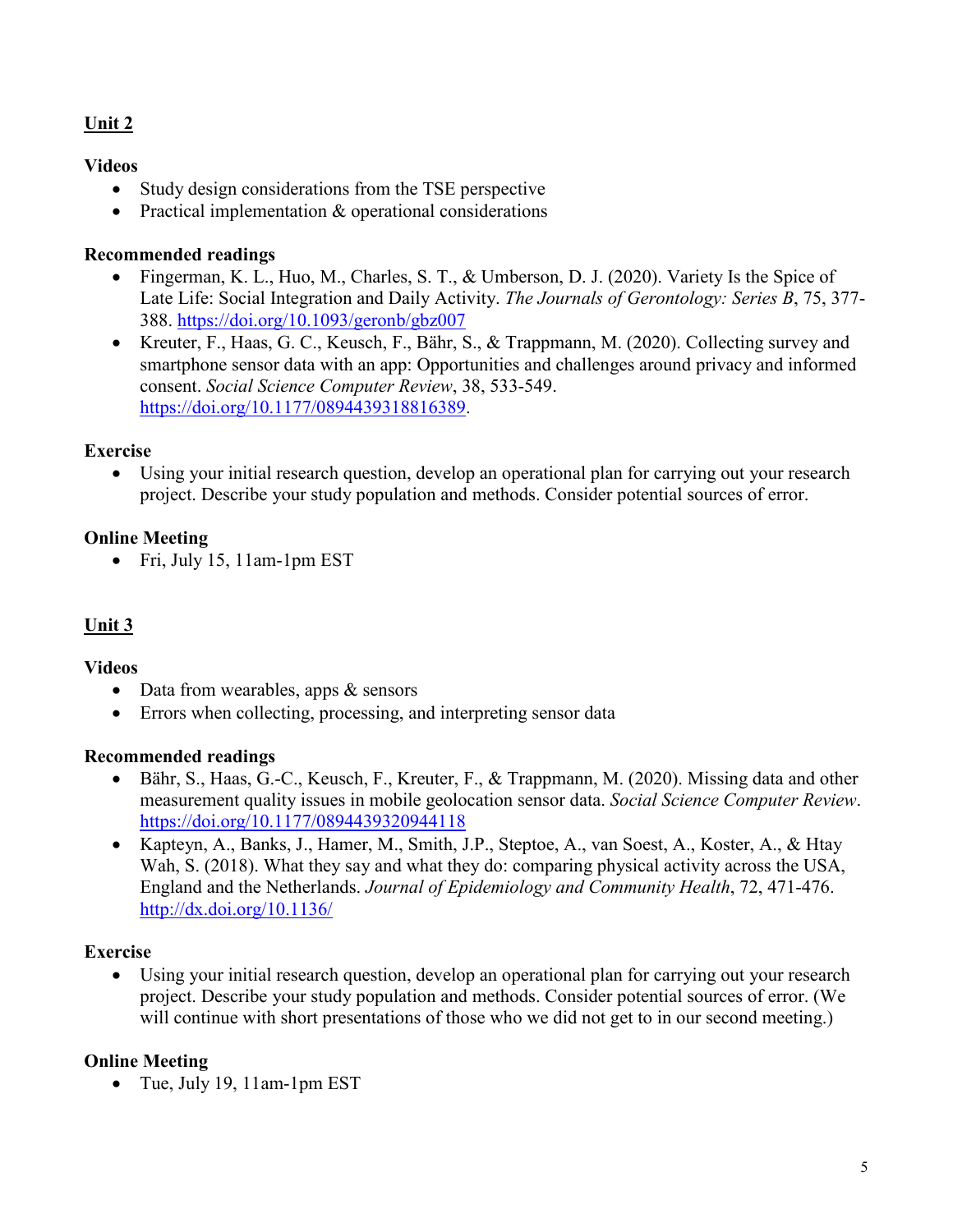**Unit 2**

**Videos**

- Study design considerations from the TSE perspective
- Practical implementation & operational considerations

**Recommended readings**

- Fingerman, K. L., Huo, M., Charles, S. T., & Umberson, D. J. (2020). Variety Is the Spice of Late Life: Social Integration and Daily Activity. *The Journals of Gerontology: Series B*, 75, 377-388. https://doi.org/10.1093/geronb/gbz007
- Kreuter, F., Haas, G. C., Keusch, F., Bähr, S., & Trappmann, M. (2020). Collecting survey and smartphone sensor data with an app: Opportunities and challenges around privacy and informed consent. *Social Science Computer Review*, 38, 533-549. https://doi.org/10.1177/0894439318816389.

**Exercise**

- Using your initial research question, develop an operational plan for carrying out your research project. Describe your study population and methods. Consider potential sources of error.

**Online Meeting**

- Fri, July 15, 11am-1pm EST

**Unit 3**

**Videos**

- Data from wearables, apps & sensors
- Errors when collecting, processing, and interpreting sensor data

**Recommended readings**

- Bähr, S., Haas, G.-C., Keusch, F., Kreuter, F., & Trappmann, M. (2020). Missing data and other measurement quality issues in mobile geolocation sensor data. *Social Science Computer Review*. https://doi.org/10.1177/0894439320944118
- Kapteyn, A., Banks, J., Hamer, M., Smith, J.P., Steptoe, A., van Soest, A., Koster, A., & Htay Wah, S. (2018). What they say and what they do: comparing physical activity across the USA, England and the Netherlands. *Journal of Epidemiology and Community Health*, 72, 471-476. http://dx.doi.org/10.1136/

**Exercise**

- Using your initial research question, develop an operational plan for carrying out your research project. Describe your study population and methods. Consider potential sources of error. (We will continue with short presentations of those who we did not get to in our second meeting.)

**Online Meeting**

- Tue, July 19, 11am-1pm EST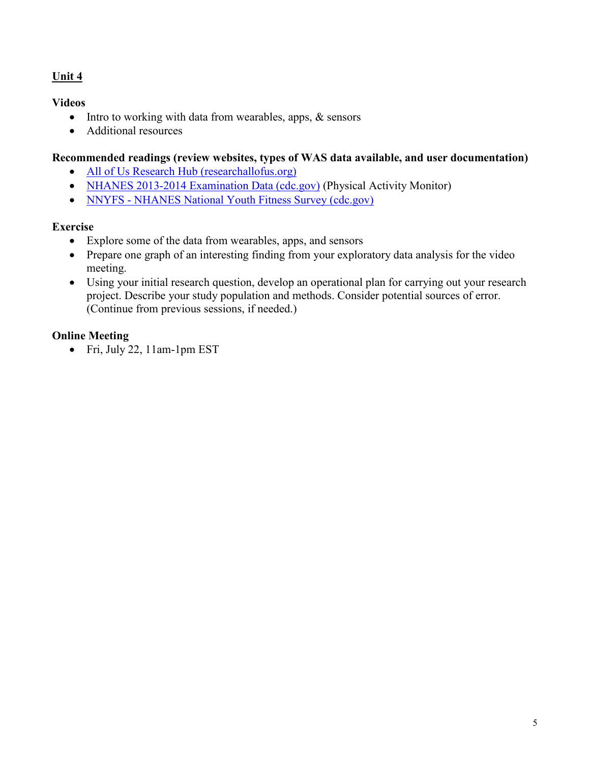## Unit 4

### Videos

- Intro to working with data from wearables, apps, & sensors
- Additional resources

### Recommended readings (review websites, types of WAS data available, and user documentation)

- All of Us Research Hub (researchallofus.org)
- NHANES 2013-2014 Examination Data (cdc.gov) (Physical Activity Monitor)
- NNYFS - NHANES National Youth Fitness Survey (cdc.gov)

### Exercise

- Explore some of the data from wearables, apps, and sensors
- Prepare one graph of an interesting finding from your exploratory data analysis for the video meeting.
- Using your initial research question, develop an operational plan for carrying out your research project. Describe your study population and methods. Consider potential sources of error. (Continue from previous sessions, if needed.)

### Online Meeting

- Fri, July 22, 11am-1pm EST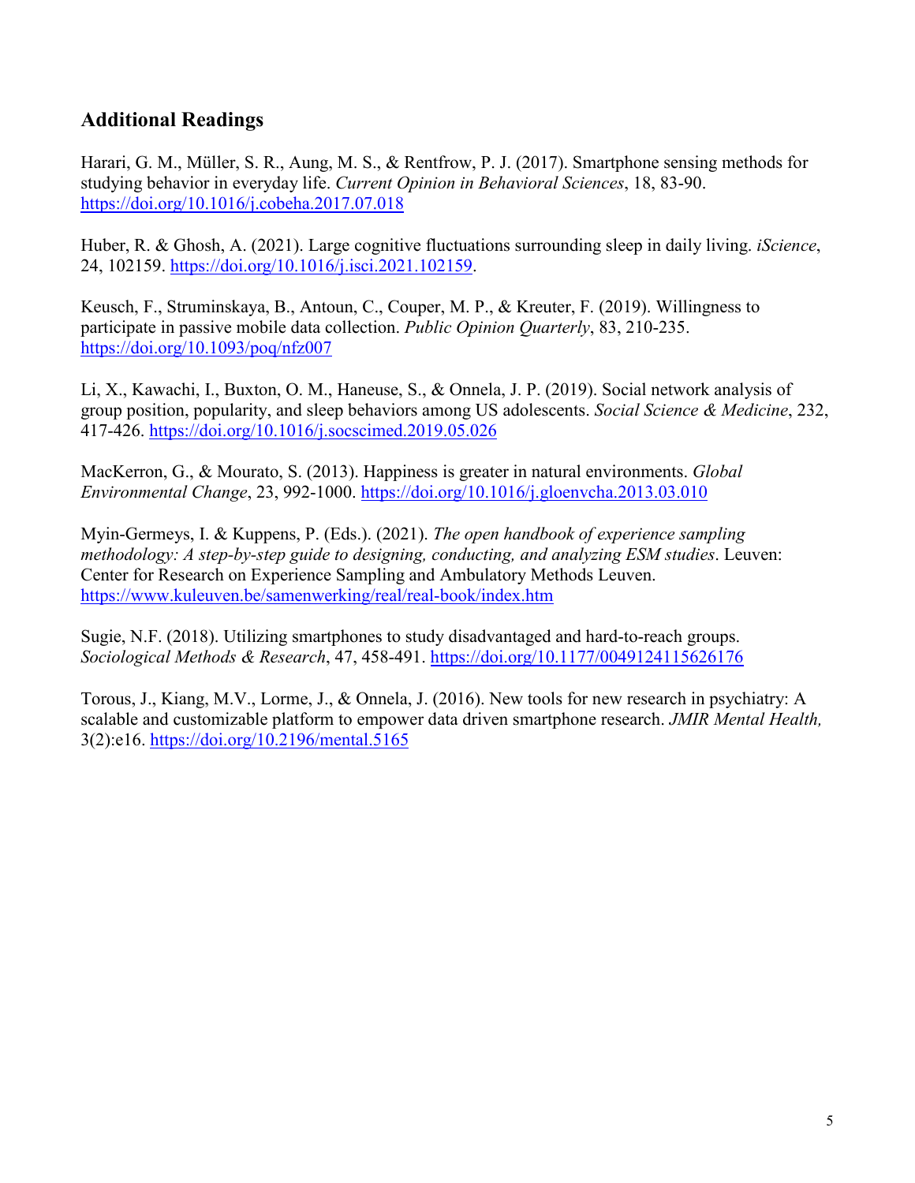## Additional Readings

Harari, G. M., Müller, S. R., Aung, M. S., & Rentfrow, P. J. (2017). Smartphone sensing methods for studying behavior in everyday life. *Current Opinion in Behavioral Sciences*, 18, 83-90. https://doi.org/10.1016/j.cobeha.2017.07.018

Huber, R. & Ghosh, A. (2021). Large cognitive fluctuations surrounding sleep in daily living. *iScience*, 24, 102159. https://doi.org/10.1016/j.isci.2021.102159.

Keusch, F., Struminskaya, B., Antoun, C., Couper, M. P., & Kreuter, F. (2019). Willingness to participate in passive mobile data collection. *Public Opinion Quarterly*, 83, 210-235. https://doi.org/10.1093/poq/nfz007

Li, X., Kawachi, I., Buxton, O. M., Haneuse, S., & Onnela, J. P. (2019). Social network analysis of group position, popularity, and sleep behaviors among US adolescents. *Social Science & Medicine*, 232, 417-426. https://doi.org/10.1016/j.socscimed.2019.05.026

MacKerron, G., & Mourato, S. (2013). Happiness is greater in natural environments. *Global Environmental Change*, 23, 992-1000. https://doi.org/10.1016/j.gloenvcha.2013.03.010

Myin-Germeys, I. & Kuppens, P. (Eds.). (2021). *The open handbook of experience sampling methodology: A step-by-step guide to designing, conducting, and analyzing ESM studies*. Leuven: Center for Research on Experience Sampling and Ambulatory Methods Leuven. https://www.kuleuven.be/samenwerking/real/real-book/index.htm

Sugie, N.F. (2018). Utilizing smartphones to study disadvantaged and hard-to-reach groups. *Sociological Methods & Research*, 47, 458-491. https://doi.org/10.1177/0049124115626176

Torous, J., Kiang, M.V., Lorme, J., & Onnela, J. (2016). New tools for new research in psychiatry: A scalable and customizable platform to empower data driven smartphone research. *JMIR Mental Health,* 3(2):e16. https://doi.org/10.2196/mental.5165